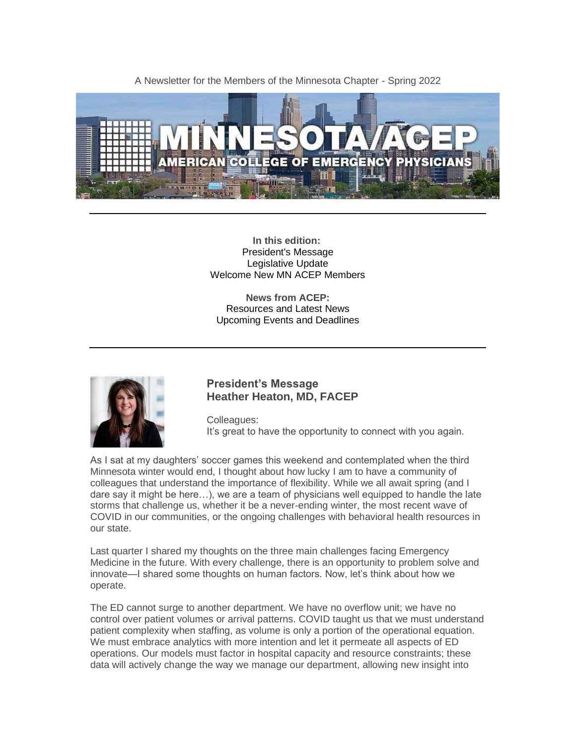A Newsletter for the Members of the Minnesota Chapter - Spring 2022

---

**In this edition:**
President's Message
Legislative Update
Welcome New MN ACEP Members

**News from ACEP:**
Resources and Latest News
Upcoming Events and Deadlines

---

### President's Message
### Heather Heaton, MD, FACEP

Colleagues:
It's great to have the opportunity to connect with you again.

As I sat at my daughters' soccer games this weekend and contemplated when the third Minnesota winter would end, I thought about how lucky I am to have a community of colleagues that understand the importance of flexibility. While we all await spring (and I dare say it might be here…), we are a team of physicians well equipped to handle the late storms that challenge us, whether it be a never-ending winter, the most recent wave of COVID in our communities, or the ongoing challenges with behavioral health resources in our state.

Last quarter I shared my thoughts on the three main challenges facing Emergency Medicine in the future. With every challenge, there is an opportunity to problem solve and innovate—I shared some thoughts on human factors. Now, let's think about how we operate.

The ED cannot surge to another department. We have no overflow unit; we have no control over patient volumes or arrival patterns. COVID taught us that we must understand patient complexity when staffing, as volume is only a portion of the operational equation. We must embrace analytics with more intention and let it permeate all aspects of ED operations. Our models must factor in hospital capacity and resource constraints; these data will actively change the way we manage our department, allowing new insight into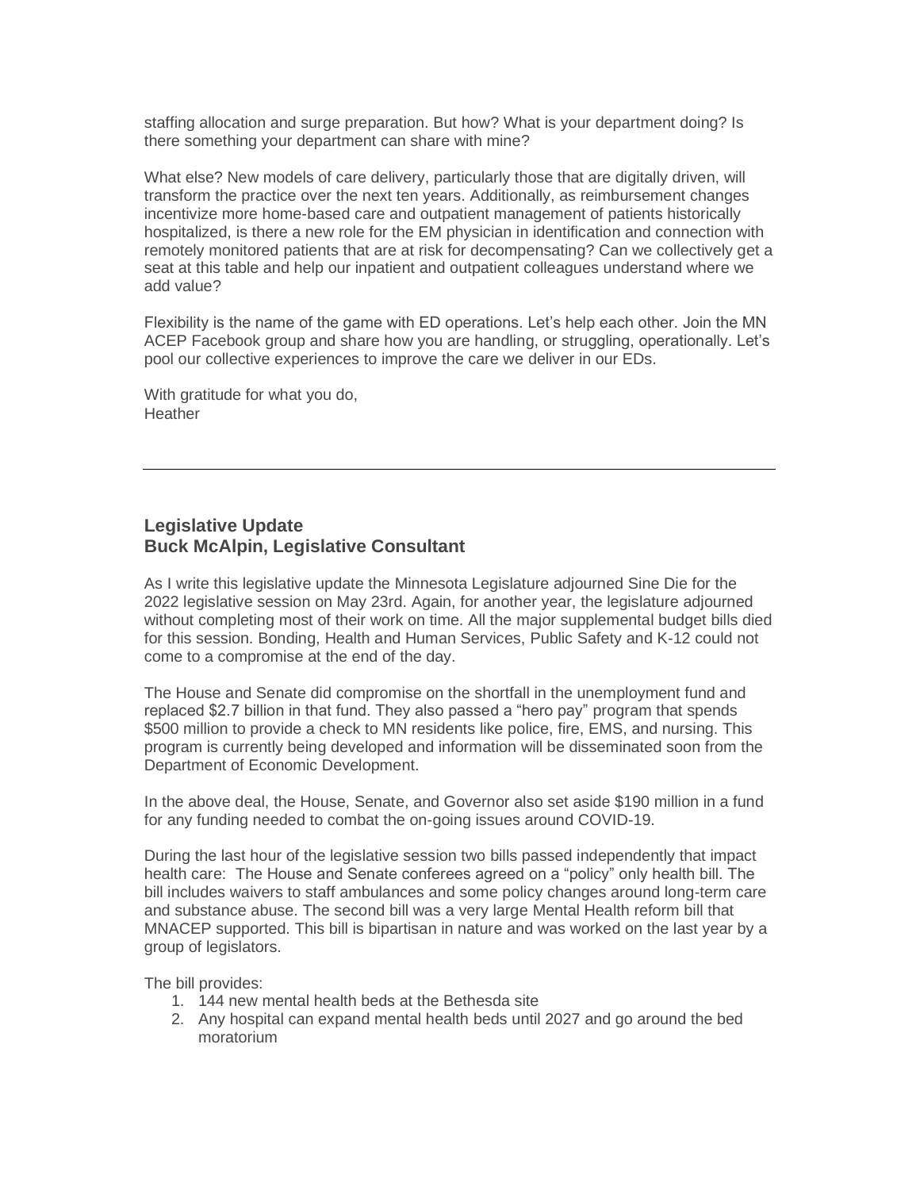staffing allocation and surge preparation. But how? What is your department doing? Is there something your department can share with mine?

What else? New models of care delivery, particularly those that are digitally driven, will transform the practice over the next ten years. Additionally, as reimbursement changes incentivize more home-based care and outpatient management of patients historically hospitalized, is there a new role for the EM physician in identification and connection with remotely monitored patients that are at risk for decompensating? Can we collectively get a seat at this table and help our inpatient and outpatient colleagues understand where we add value?

Flexibility is the name of the game with ED operations. Let's help each other. Join the MN ACEP Facebook group and share how you are handling, or struggling, operationally. Let's pool our collective experiences to improve the care we deliver in our EDs.

With gratitude for what you do,
Heather

---

### Legislative Update
### Buck McAlpin, Legislative Consultant

As I write this legislative update the Minnesota Legislature adjourned Sine Die for the 2022 legislative session on May 23rd. Again, for another year, the legislature adjourned without completing most of their work on time. All the major supplemental budget bills died for this session. Bonding, Health and Human Services, Public Safety and K-12 could not come to a compromise at the end of the day.

The House and Senate did compromise on the shortfall in the unemployment fund and replaced $2.7 billion in that fund. They also passed a "hero pay" program that spends $500 million to provide a check to MN residents like police, fire, EMS, and nursing. This program is currently being developed and information will be disseminated soon from the Department of Economic Development.

In the above deal, the House, Senate, and Governor also set aside $190 million in a fund for any funding needed to combat the on-going issues around COVID-19.

During the last hour of the legislative session two bills passed independently that impact health care: The House and Senate conferees agreed on a "policy" only health bill. The bill includes waivers to staff ambulances and some policy changes around long-term care and substance abuse. The second bill was a very large Mental Health reform bill that MNACEP supported. This bill is bipartisan in nature and was worked on the last year by a group of legislators.

The bill provides:

1. 144 new mental health beds at the Bethesda site
2. Any hospital can expand mental health beds until 2027 and go around the bed moratorium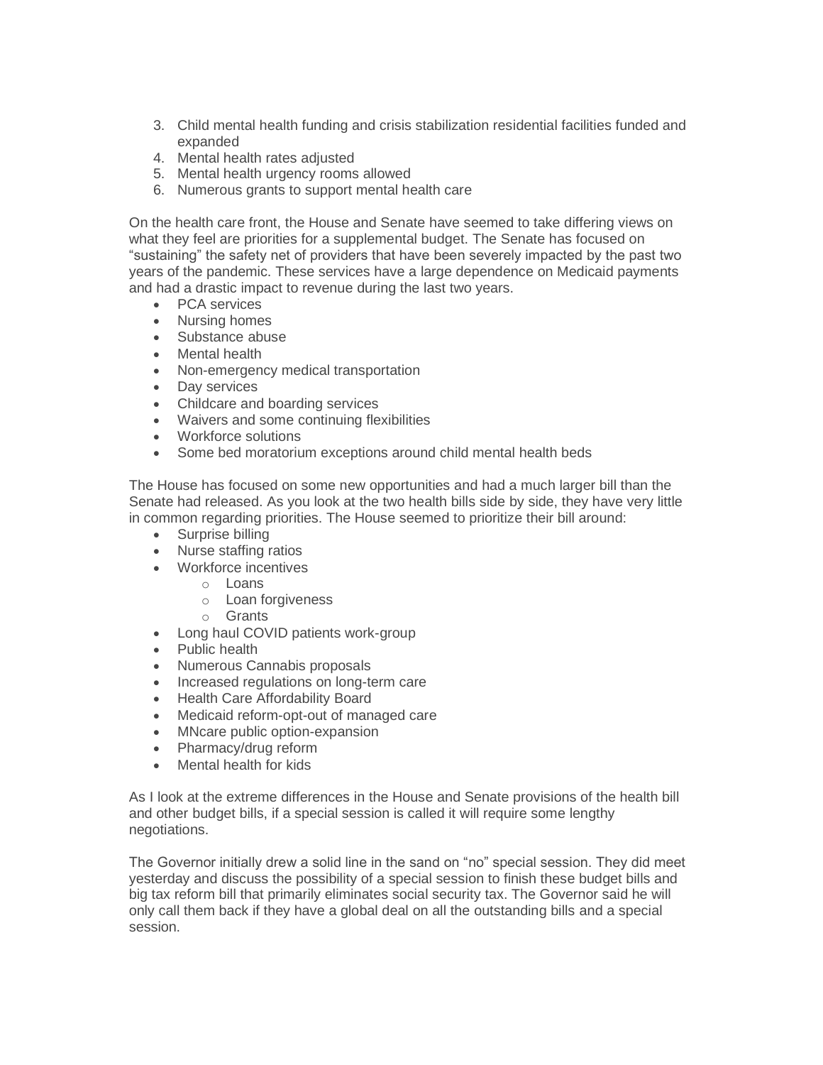3. Child mental health funding and crisis stabilization residential facilities funded and expanded
4. Mental health rates adjusted
5. Mental health urgency rooms allowed
6. Numerous grants to support mental health care

On the health care front, the House and Senate have seemed to take differing views on what they feel are priorities for a supplemental budget. The Senate has focused on "sustaining" the safety net of providers that have been severely impacted by the past two years of the pandemic. These services have a large dependence on Medicaid payments and had a drastic impact to revenue during the last two years.

- PCA services
- Nursing homes
- Substance abuse
- Mental health
- Non-emergency medical transportation
- Day services
- Childcare and boarding services
- Waivers and some continuing flexibilities
- Workforce solutions
- Some bed moratorium exceptions around child mental health beds

The House has focused on some new opportunities and had a much larger bill than the Senate had released. As you look at the two health bills side by side, they have very little in common regarding priorities. The House seemed to prioritize their bill around:

- Surprise billing
- Nurse staffing ratios
- Workforce incentives
  - Loans
  - Loan forgiveness
  - Grants
- Long haul COVID patients work-group
- Public health
- Numerous Cannabis proposals
- Increased regulations on long-term care
- Health Care Affordability Board
- Medicaid reform-opt-out of managed care
- MNcare public option-expansion
- Pharmacy/drug reform
- Mental health for kids

As I look at the extreme differences in the House and Senate provisions of the health bill and other budget bills, if a special session is called it will require some lengthy negotiations.

The Governor initially drew a solid line in the sand on "no" special session. They did meet yesterday and discuss the possibility of a special session to finish these budget bills and big tax reform bill that primarily eliminates social security tax. The Governor said he will only call them back if they have a global deal on all the outstanding bills and a special session.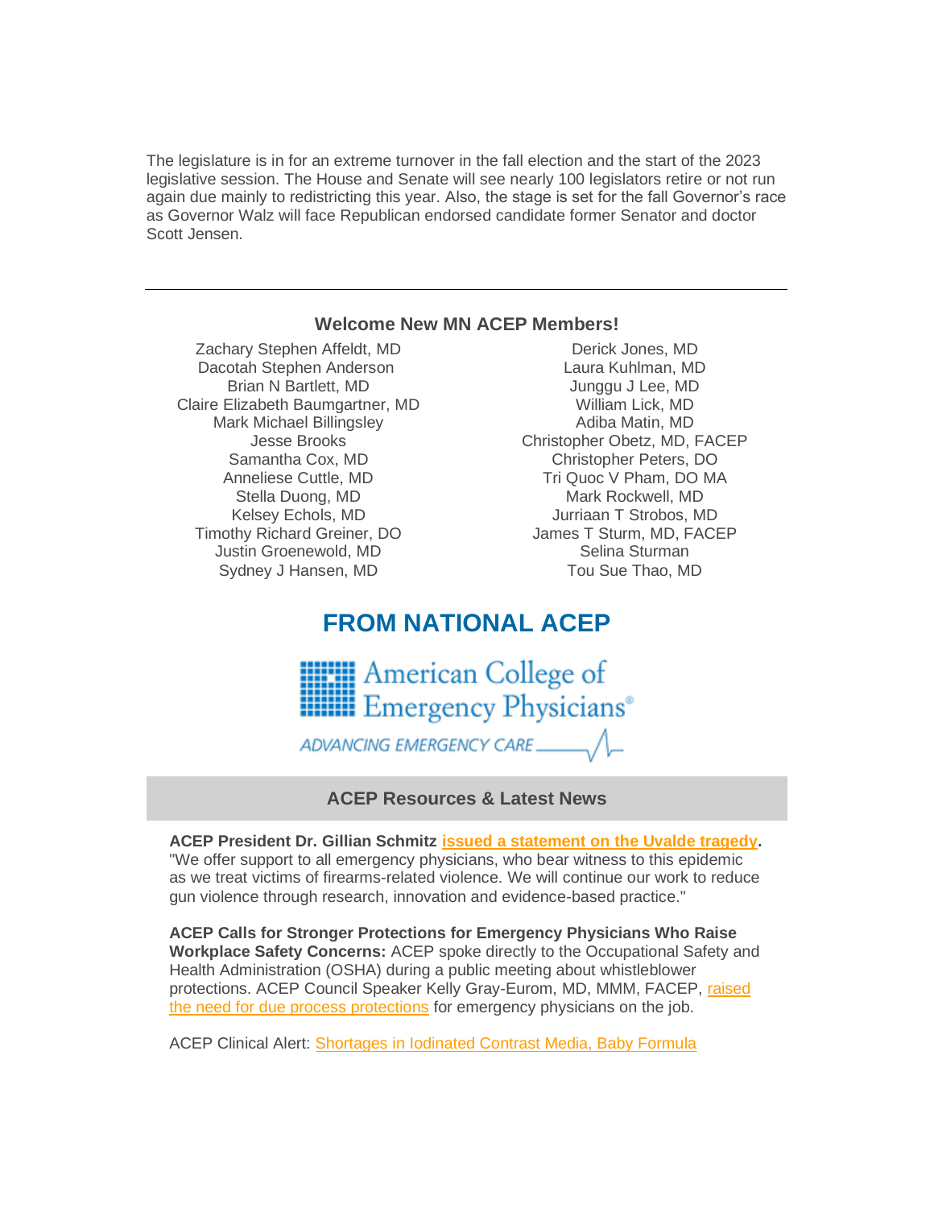The legislature is in for an extreme turnover in the fall election and the start of the 2023 legislative session. The House and Senate will see nearly 100 legislators retire or not run again due mainly to redistricting this year. Also, the stage is set for the fall Governor's race as Governor Walz will face Republican endorsed candidate former Senator and doctor Scott Jensen.

---

### Welcome New MN ACEP Members!

Zachary Stephen Affeldt, MD
Dacotah Stephen Anderson
Brian N Bartlett, MD
Claire Elizabeth Baumgartner, MD
Mark Michael Billingsley
Jesse Brooks
Samantha Cox, MD
Anneliese Cuttle, MD
Stella Duong, MD
Kelsey Echols, MD
Timothy Richard Greiner, DO
Justin Groenewold, MD
Sydney J Hansen, MD
Derick Jones, MD
Laura Kuhlman, MD
Junggu J Lee, MD
William Lick, MD
Adiba Matin, MD
Christopher Obetz, MD, FACEP
Christopher Peters, DO
Tri Quoc V Pham, DO MA
Mark Rockwell, MD
Jurriaan T Strobos, MD
James T Sturm, MD, FACEP
Selina Sturman
Tou Sue Thao, MD

## FROM NATIONAL ACEP

American College of Emergency Physicians®
ADVANCING EMERGENCY CARE

### ACEP Resources & Latest News

**ACEP President Dr. Gillian Schmitz issued a statement on the Uvalde tragedy.** "We offer support to all emergency physicians, who bear witness to this epidemic as we treat victims of firearms-related violence. We will continue our work to reduce gun violence through research, innovation and evidence-based practice."

**ACEP Calls for Stronger Protections for Emergency Physicians Who Raise Workplace Safety Concerns:** ACEP spoke directly to the Occupational Safety and Health Administration (OSHA) during a public meeting about whistleblower protections. ACEP Council Speaker Kelly Gray-Eurom, MD, MMM, FACEP, raised the need for due process protections for emergency physicians on the job.

ACEP Clinical Alert: Shortages in Iodinated Contrast Media, Baby Formula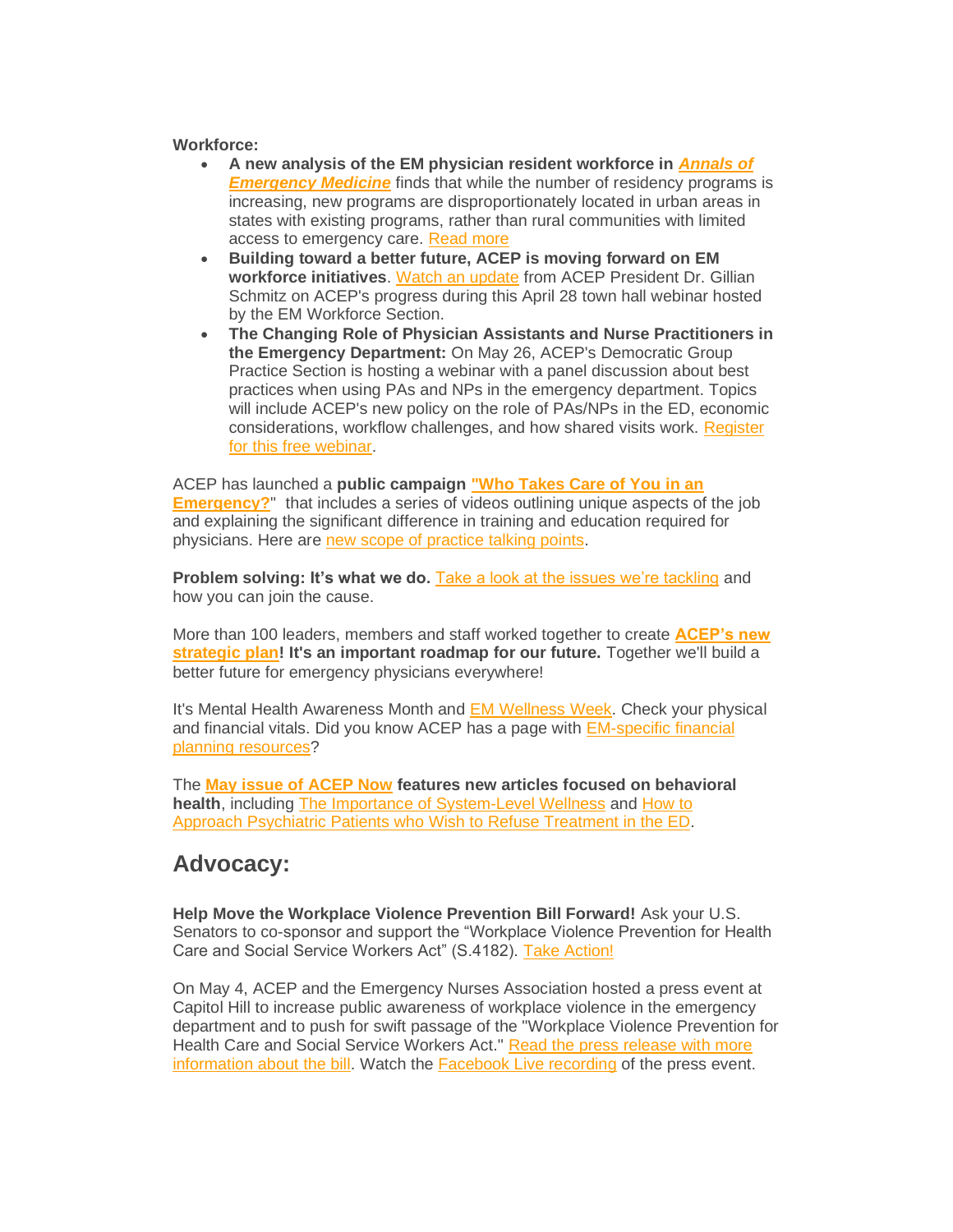**Workforce:**

- **A new analysis of the EM physician resident workforce in *Annals of Emergency Medicine*** finds that while the number of residency programs is increasing, new programs are disproportionately located in urban areas in states with existing programs, rather than rural communities with limited access to emergency care. Read more
- **Building toward a better future, ACEP is moving forward on EM workforce initiatives**. Watch an update from ACEP President Dr. Gillian Schmitz on ACEP's progress during this April 28 town hall webinar hosted by the EM Workforce Section.
- **The Changing Role of Physician Assistants and Nurse Practitioners in the Emergency Department:** On May 26, ACEP's Democratic Group Practice Section is hosting a webinar with a panel discussion about best practices when using PAs and NPs in the emergency department. Topics will include ACEP's new policy on the role of PAs/NPs in the ED, economic considerations, workflow challenges, and how shared visits work. Register for this free webinar.

ACEP has launched a **public campaign "Who Takes Care of You in an Emergency?"** that includes a series of videos outlining unique aspects of the job and explaining the significant difference in training and education required for physicians. Here are new scope of practice talking points.

**Problem solving: It's what we do.** Take a look at the issues we're tackling and how you can join the cause.

More than 100 leaders, members and staff worked together to create **ACEP's new strategic plan! It's an important roadmap for our future.** Together we'll build a better future for emergency physicians everywhere!

It's Mental Health Awareness Month and EM Wellness Week. Check your physical and financial vitals. Did you know ACEP has a page with EM-specific financial planning resources?

The **May issue of ACEP Now features new articles focused on behavioral health**, including The Importance of System-Level Wellness and How to Approach Psychiatric Patients who Wish to Refuse Treatment in the ED.

## Advocacy:

**Help Move the Workplace Violence Prevention Bill Forward!** Ask your U.S. Senators to co-sponsor and support the "Workplace Violence Prevention for Health Care and Social Service Workers Act" (S.4182). Take Action!

On May 4, ACEP and the Emergency Nurses Association hosted a press event at Capitol Hill to increase public awareness of workplace violence in the emergency department and to push for swift passage of the "Workplace Violence Prevention for Health Care and Social Service Workers Act." Read the press release with more information about the bill. Watch the Facebook Live recording of the press event.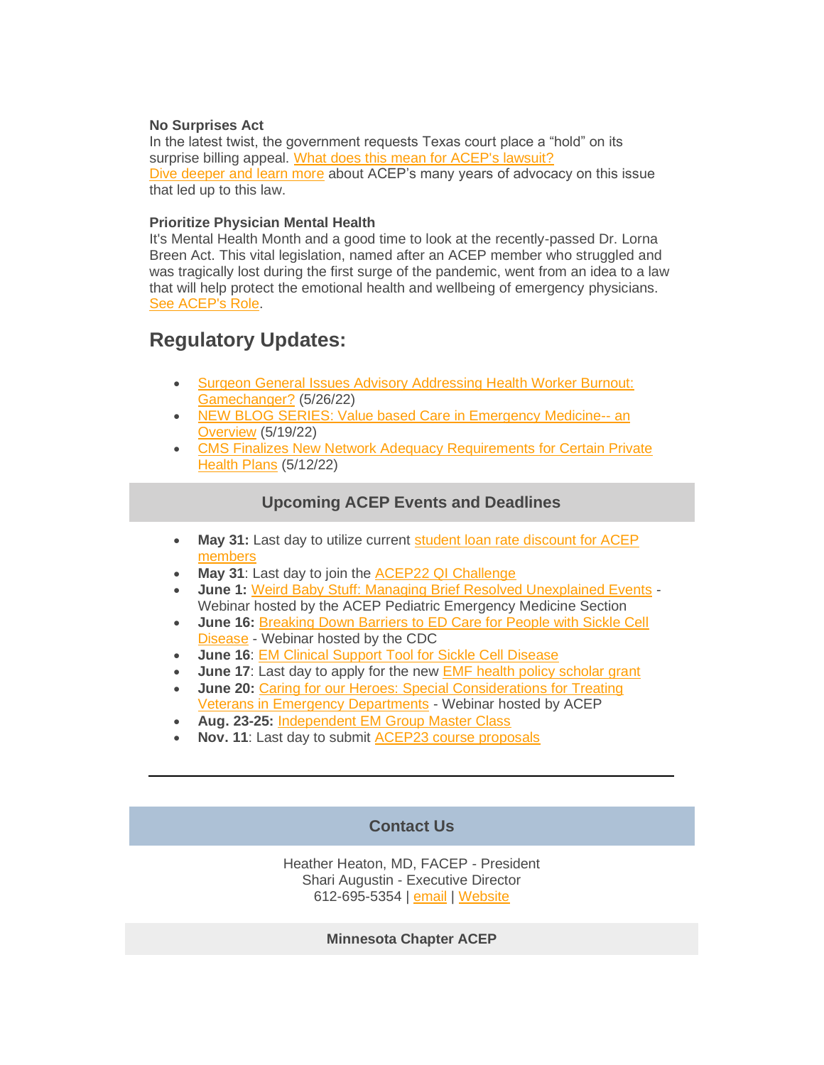**No Surprises Act**
In the latest twist, the government requests Texas court place a "hold" on its surprise billing appeal. What does this mean for ACEP's lawsuit?
Dive deeper and learn more about ACEP's many years of advocacy on this issue that led up to this law.

**Prioritize Physician Mental Health**
It's Mental Health Month and a good time to look at the recently-passed Dr. Lorna Breen Act. This vital legislation, named after an ACEP member who struggled and was tragically lost during the first surge of the pandemic, went from an idea to a law that will help protect the emotional health and wellbeing of emergency physicians. See ACEP's Role.

## Regulatory Updates:

- Surgeon General Issues Advisory Addressing Health Worker Burnout: Gamechanger? (5/26/22)
- NEW BLOG SERIES: Value based Care in Emergency Medicine-- an Overview (5/19/22)
- CMS Finalizes New Network Adequacy Requirements for Certain Private Health Plans (5/12/22)

### Upcoming ACEP Events and Deadlines

- **May 31:** Last day to utilize current student loan rate discount for ACEP members
- **May 31**: Last day to join the ACEP22 QI Challenge
- **June 1:** Weird Baby Stuff: Managing Brief Resolved Unexplained Events - Webinar hosted by the ACEP Pediatric Emergency Medicine Section
- **June 16:** Breaking Down Barriers to ED Care for People with Sickle Cell Disease - Webinar hosted by the CDC
- **June 16**: EM Clinical Support Tool for Sickle Cell Disease
- **June 17**: Last day to apply for the new EMF health policy scholar grant
- **June 20:** Caring for our Heroes: Special Considerations for Treating Veterans in Emergency Departments - Webinar hosted by ACEP
- **Aug. 23-25:** Independent EM Group Master Class
- **Nov. 11**: Last day to submit ACEP23 course proposals

---

### Contact Us

Heather Heaton, MD, FACEP - President
Shari Augustin - Executive Director
612-695-5354 | email | Website

**Minnesota Chapter ACEP**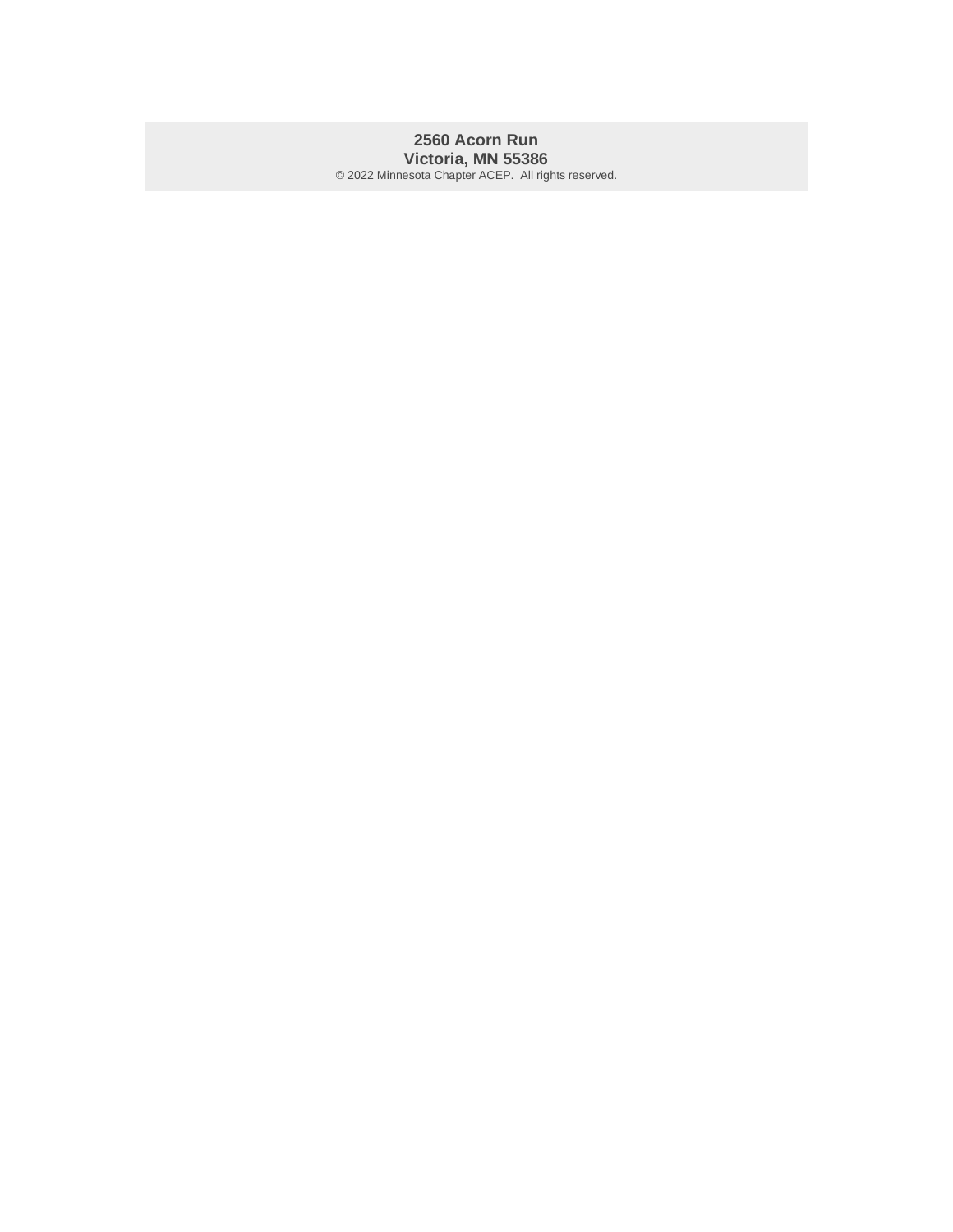**2560 Acorn Run**
**Victoria, MN 55386**
© 2022 Minnesota Chapter ACEP. All rights reserved.